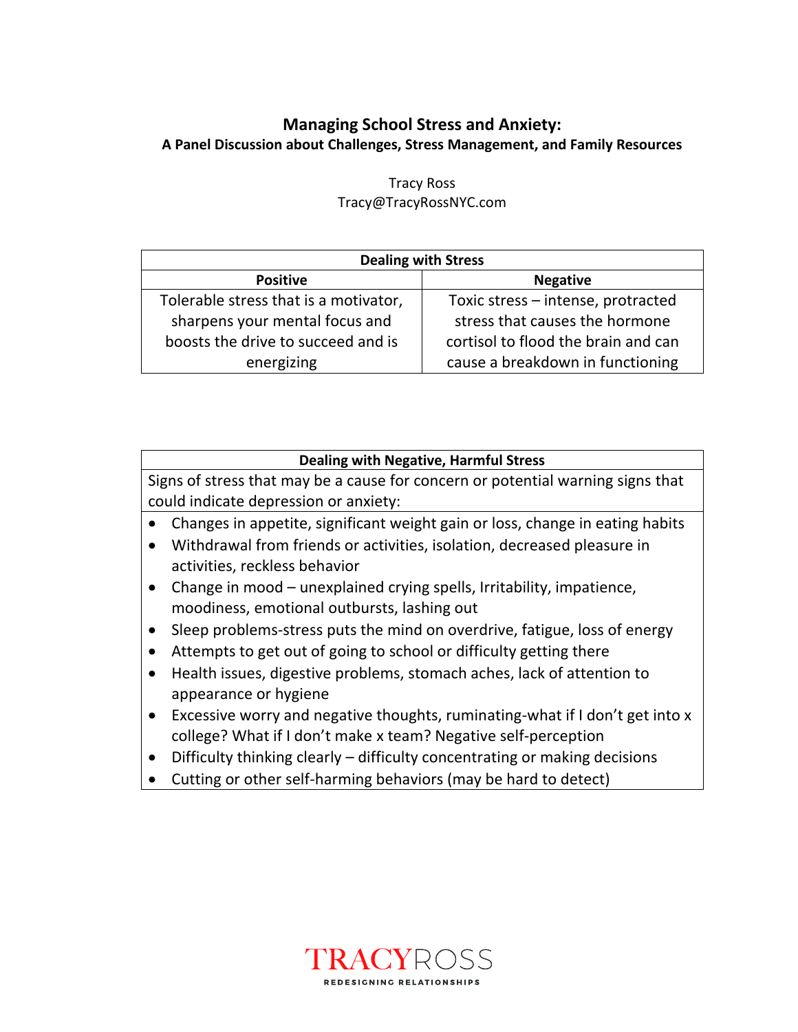# Managing School Stress and Anxiety:

## A Panel Discussion about Challenges, Stress Management, and Family Resources

Tracy Ross
Tracy@TracyRossNYC.com

| Dealing with Stress | |
|---|---|
| **Positive** | **Negative** |
| Tolerable stress that is a motivator, sharpens your mental focus and boosts the drive to succeed and is energizing | Toxic stress – intense, protracted stress that causes the hormone cortisol to flood the brain and can cause a breakdown in functioning |

| Dealing with Negative, Harmful Stress |
|---|
| Signs of stress that may be a cause for concern or potential warning signs that could indicate depression or anxiety: |
| • Changes in appetite, significant weight gain or loss, change in eating habits<br>• Withdrawal from friends or activities, isolation, decreased pleasure in activities, reckless behavior<br>• Change in mood – unexplained crying spells, Irritability, impatience, moodiness, emotional outbursts, lashing out<br>• Sleep problems-stress puts the mind on overdrive, fatigue, loss of energy<br>• Attempts to get out of going to school or difficulty getting there<br>• Health issues, digestive problems, stomach aches, lack of attention to appearance or hygiene<br>• Excessive worry and negative thoughts, ruminating-what if I don't get into x college? What if I don't make x team? Negative self-perception<br>• Difficulty thinking clearly – difficulty concentrating or making decisions<br>• Cutting or other self-harming behaviors (may be hard to detect) |

TRACYROSS
REDESIGNING RELATIONSHIPS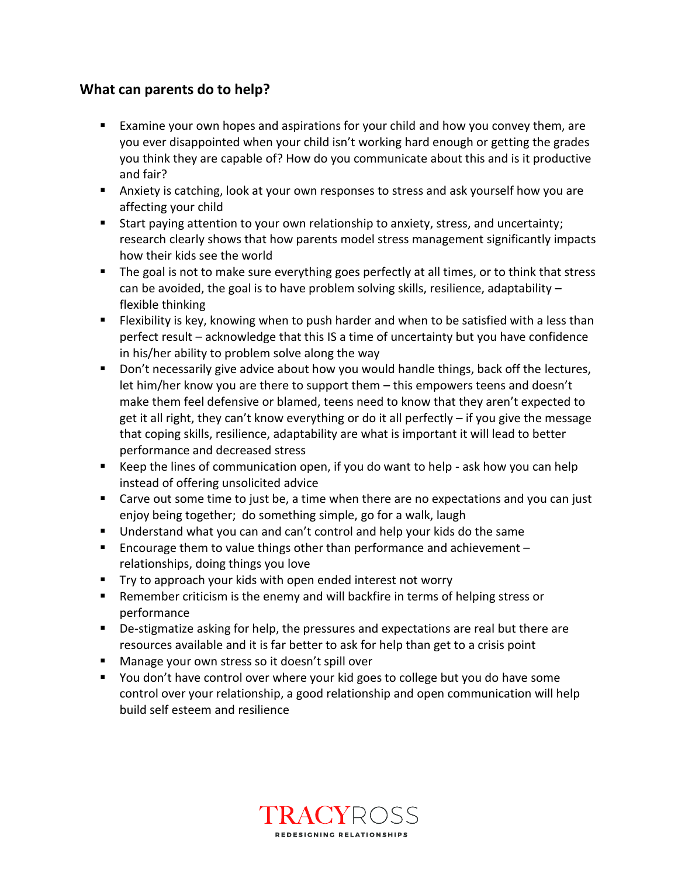## What can parents do to help?

- Examine your own hopes and aspirations for your child and how you convey them, are you ever disappointed when your child isn't working hard enough or getting the grades you think they are capable of? How do you communicate about this and is it productive and fair?
- Anxiety is catching, look at your own responses to stress and ask yourself how you are affecting your child
- Start paying attention to your own relationship to anxiety, stress, and uncertainty; research clearly shows that how parents model stress management significantly impacts how their kids see the world
- The goal is not to make sure everything goes perfectly at all times, or to think that stress can be avoided, the goal is to have problem solving skills, resilience, adaptability – flexible thinking
- Flexibility is key, knowing when to push harder and when to be satisfied with a less than perfect result – acknowledge that this IS a time of uncertainty but you have confidence in his/her ability to problem solve along the way
- Don't necessarily give advice about how you would handle things, back off the lectures, let him/her know you are there to support them – this empowers teens and doesn't make them feel defensive or blamed, teens need to know that they aren't expected to get it all right, they can't know everything or do it all perfectly – if you give the message that coping skills, resilience, adaptability are what is important it will lead to better performance and decreased stress
- Keep the lines of communication open, if you do want to help - ask how you can help instead of offering unsolicited advice
- Carve out some time to just be, a time when there are no expectations and you can just enjoy being together; do something simple, go for a walk, laugh
- Understand what you can and can't control and help your kids do the same
- Encourage them to value things other than performance and achievement – relationships, doing things you love
- Try to approach your kids with open ended interest not worry
- Remember criticism is the enemy and will backfire in terms of helping stress or performance
- De-stigmatize asking for help, the pressures and expectations are real but there are resources available and it is far better to ask for help than get to a crisis point
- Manage your own stress so it doesn't spill over
- You don't have control over where your kid goes to college but you do have some control over your relationship, a good relationship and open communication will help build self esteem and resilience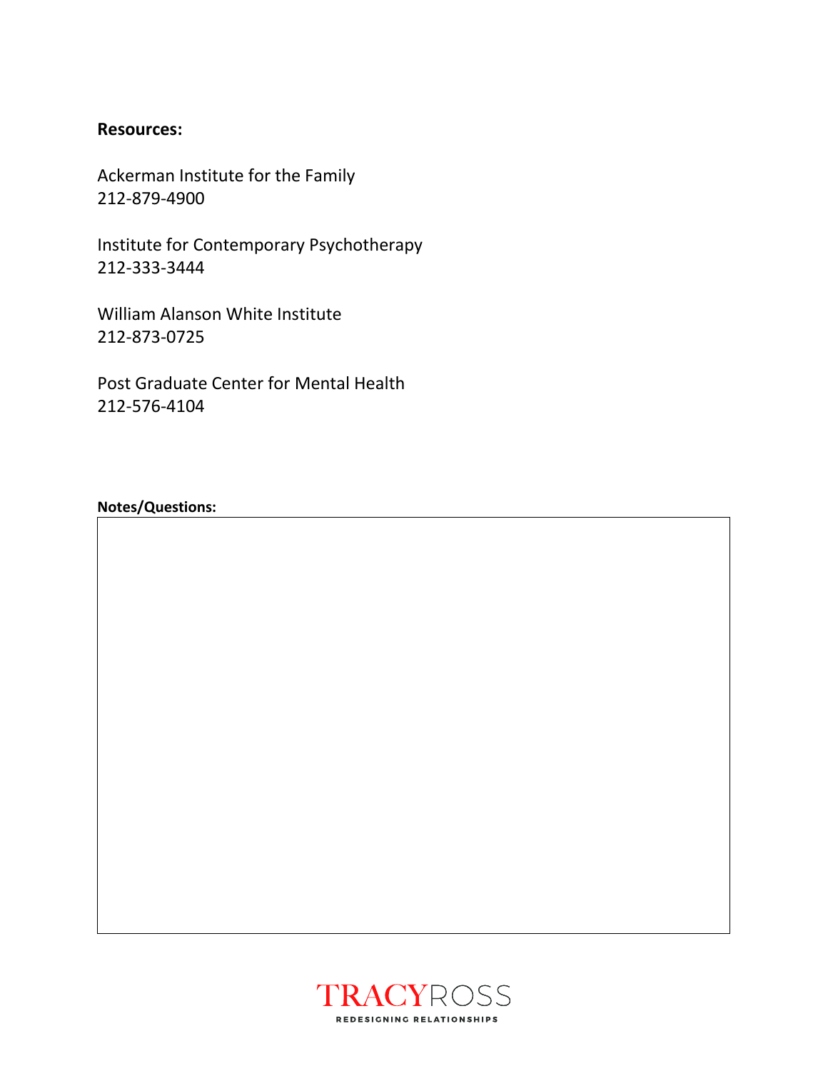**Resources:**

Ackerman Institute for the Family
212-879-4900

Institute for Contemporary Psychotherapy
212-333-3444

William Alanson White Institute
212-873-0725

Post Graduate Center for Mental Health
212-576-4104

**Notes/Questions:**

TRACYROSS
REDESIGNING RELATIONSHIPS